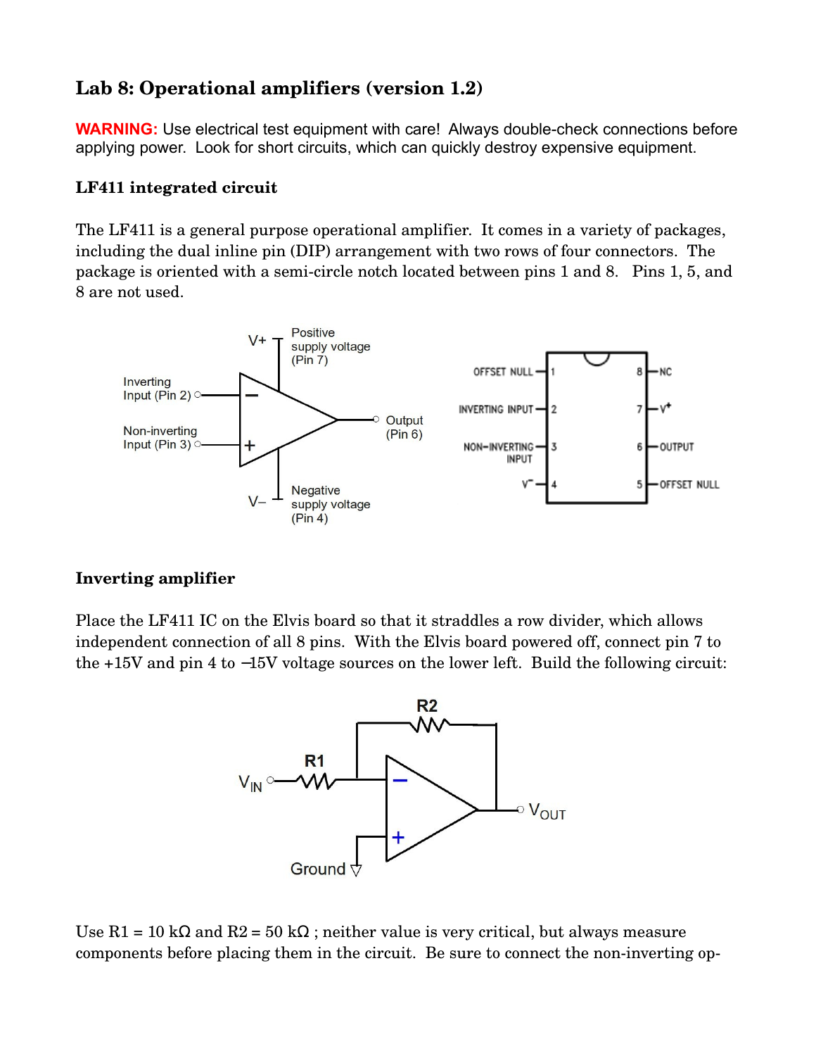# Lab 8: Operational amplifiers (version 1.2)

**WARNING:** Use electrical test equipment with care! Always double-check connections before applying power. Look for short circuits, which can quickly destroy expensive equipment.

## LF411 integrated circuit

The LF411 is a general purpose operational amplifier. It comes in a variety of packages, including the dual inline pin (DIP) arrangement with two rows of four connectors. The package is oriented with a semi-circle notch located between pins 1 and 8. Pins 1, 5, and 8 are not used.

## Inverting amplifier

Place the LF411 IC on the Elvis board so that it straddles a row divider, which allows independent connection of all 8 pins. With the Elvis board powered off, connect pin 7 to the +15V and pin 4 to −15V voltage sources on the lower left. Build the following circuit:

Use R1 = 10 kΩ and R2 = 50 kΩ ; neither value is very critical, but always measure components before placing them in the circuit. Be sure to connect the non-inverting op-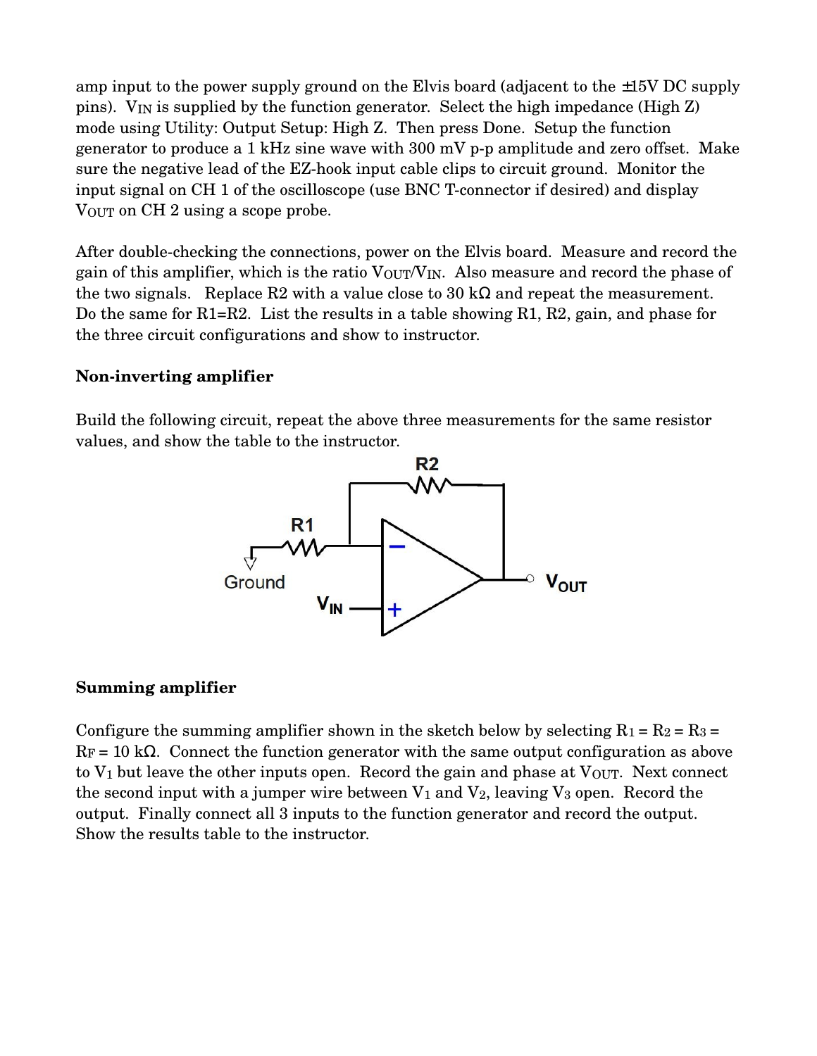amp input to the power supply ground on the Elvis board (adjacent to the ±15V DC supply pins). $V_{IN}$ is supplied by the function generator. Select the high impedance (High Z) mode using Utility: Output Setup: High Z. Then press Done. Setup the function generator to produce a 1 kHz sine wave with 300 mV p-p amplitude and zero offset. Make sure the negative lead of the EZ-hook input cable clips to circuit ground. Monitor the input signal on CH 1 of the oscilloscope (use BNC T-connector if desired) and display $V_{OUT}$ on CH 2 using a scope probe.

After double-checking the connections, power on the Elvis board. Measure and record the gain of this amplifier, which is the ratio $V_{OUT}/V_{IN}$. Also measure and record the phase of the two signals. Replace R2 with a value close to 30 kΩ and repeat the measurement. Do the same for R1=R2. List the results in a table showing R1, R2, gain, and phase for the three circuit configurations and show to instructor.

**Non-inverting amplifier**

Build the following circuit, repeat the above three measurements for the same resistor values, and show the table to the instructor.

**Summing amplifier**

Configure the summing amplifier shown in the sketch below by selecting $R_1 = R_2 = R_3 = R_F = 10$ kΩ. Connect the function generator with the same output configuration as above to $V_1$ but leave the other inputs open. Record the gain and phase at $V_{OUT}$. Next connect the second input with a jumper wire between $V_1$ and $V_2$, leaving $V_3$ open. Record the output. Finally connect all 3 inputs to the function generator and record the output. Show the results table to the instructor.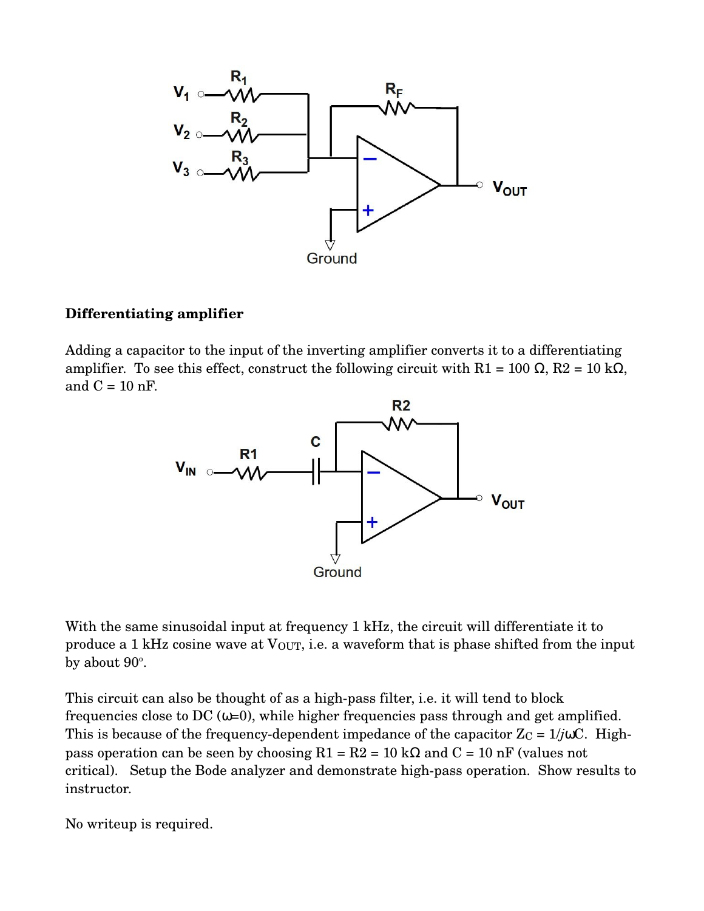V1
R1
V2
R2
V3
R3
RF
VOUT
Ground

**Differentiating amplifier**

Adding a capacitor to the input of the inverting amplifier converts it to a differentiating amplifier. To see this effect, construct the following circuit with R1 = 100 Ω, R2 = 10 kΩ, and C = 10 nF.

VIN
R1
C
R2
VOUT
Ground

With the same sinusoidal input at frequency 1 kHz, the circuit will differentiate it to produce a 1 kHz cosine wave at $V_{OUT}$, i.e. a waveform that is phase shifted from the input by about 90º.

This circuit can also be thought of as a high-pass filter, i.e. it will tend to block frequencies close to DC (ω=0), while higher frequencies pass through and get amplified. This is because of the frequency-dependent impedance of the capacitor $Z_C = 1/j\omega C$. High-pass operation can be seen by choosing R1 = R2 = 10 kΩ and C = 10 nF (values not critical). Setup the Bode analyzer and demonstrate high-pass operation. Show results to instructor.

No writeup is required.